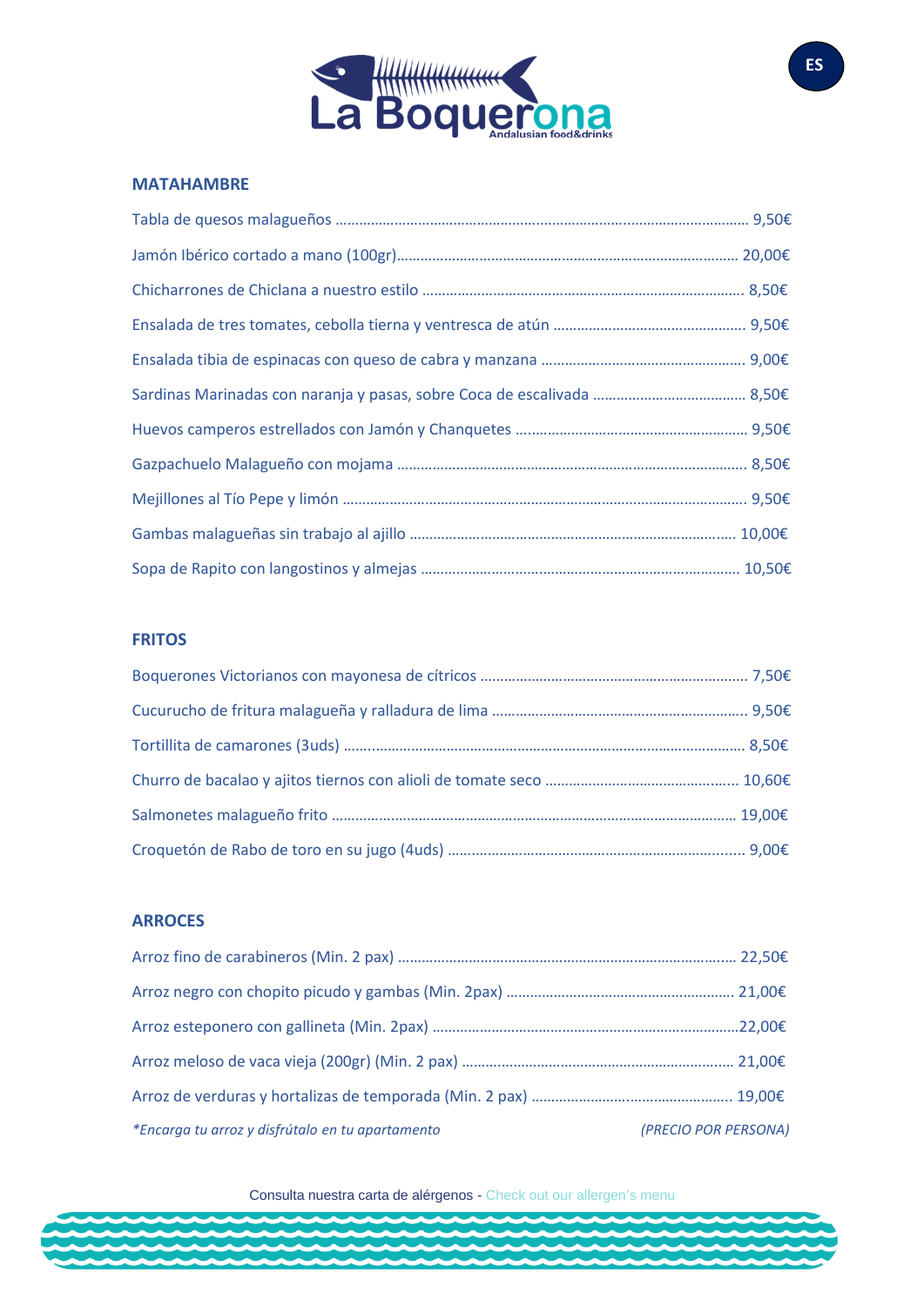# La Boquerona

Andalusian food&drinks

ES

## MATAHAMBRE

Tabla de quesos malagueños ........................................ 9,50€

Jamón Ibérico cortado a mano (100gr)........................................ 20,00€

Chicharrones de Chiclana a nuestro estilo ........................................ 8,50€

Ensalada de tres tomates, cebolla tierna y ventresca de atún ........................................ 9,50€

Ensalada tibia de espinacas con queso de cabra y manzana ........................................ 9,00€

Sardinas Marinadas con naranja y pasas, sobre Coca de escalivada ........................................ 8,50€

Huevos camperos estrellados con Jamón y Chanquetes ........................................ 9,50€

Gazpachuelo Malagueño con mojama ........................................ 8,50€

Mejillones al Tío Pepe y limón ........................................ 9,50€

Gambas malagueñas sin trabajo al ajillo ........................................ 10,00€

Sopa de Rapito con langostinos y almejas ........................................ 10,50€

## FRITOS

Boquerones Victorianos con mayonesa de cítricos ........................................ 7,50€

Cucurucho de fritura malagueña y ralladura de lima ........................................ 9,50€

Tortillita de camarones (3uds) ........................................ 8,50€

Churro de bacalao y ajitos tiernos con alioli de tomate seco ........................................ 10,60€

Salmonetes malagueño frito ........................................ 19,00€

Croquetón de Rabo de toro en su jugo (4uds) ........................................ 9,00€

## ARROCES

Arroz fino de carabineros (Min. 2 pax) ........................................ 22,50€

Arroz negro con chopito picudo y gambas (Min. 2pax) ........................................ 21,00€

Arroz esteponero con gallineta (Min. 2pax) ........................................22,00€

Arroz meloso de vaca vieja (200gr) (Min. 2 pax) ........................................ 21,00€

Arroz de verduras y hortalizas de temporada (Min. 2 pax) ........................................ 19,00€

*\*Encarga tu arroz y disfrútalo en tu apartamento* *(PRECIO POR PERSONA)*

Consulta nuestra carta de alérgenos - Check out our allergen's menu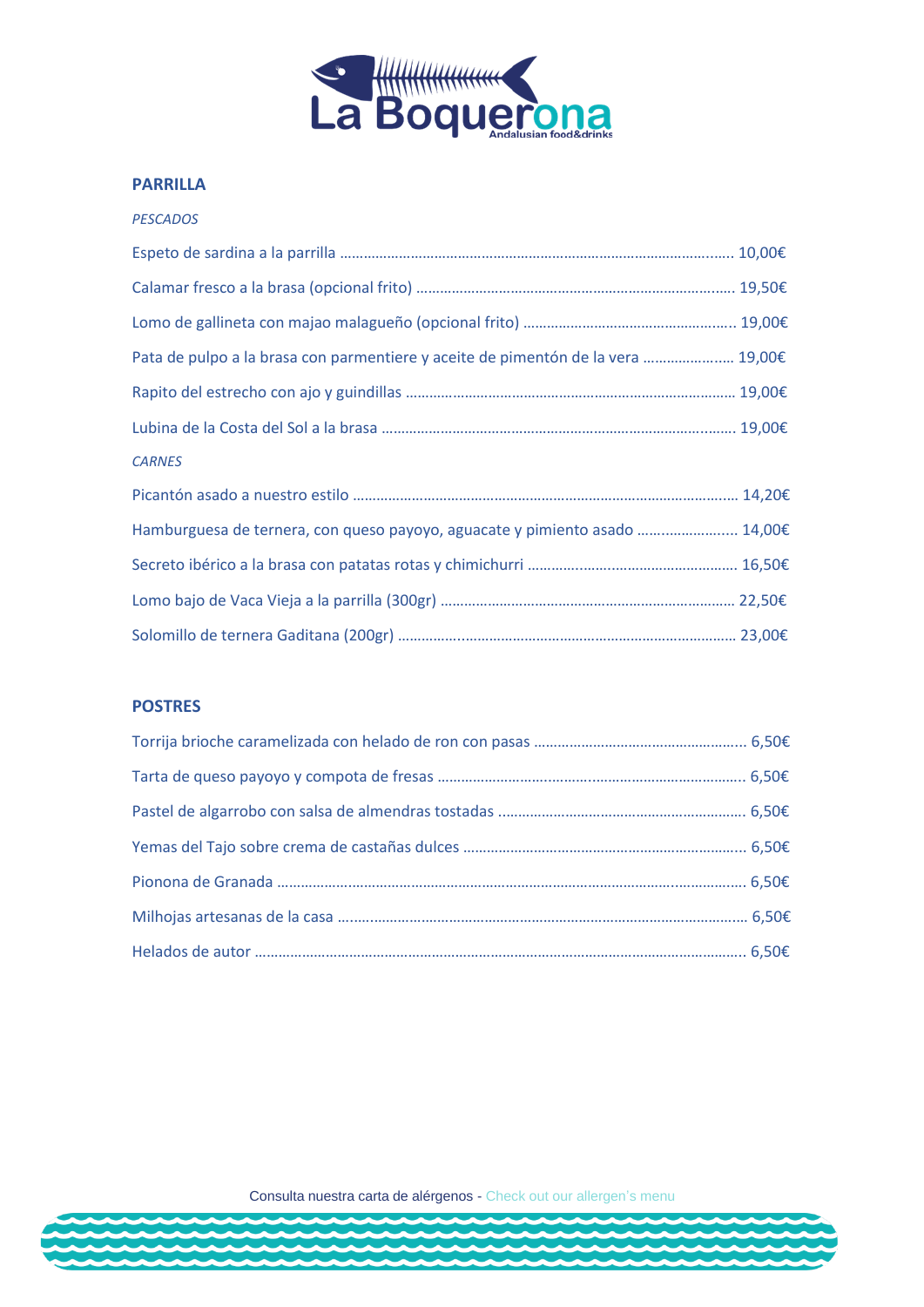La Boquerona
Andalusian food&drinks

## PARRILLA

*PESCADOS*

Espeto de sardina a la parrilla ........................................................................................... 10,00€

Calamar fresco a la brasa (opcional frito) ............................................................................ 19,50€

Lomo de gallineta con majao malagueño (opcional frito) ..................................................... 19,00€

Pata de pulpo a la brasa con parmentiere y aceite de pimentón de la vera ...................... 19,00€

Rapito del estrecho con ajo y guindillas ................................................................................ 19,00€

Lubina de la Costa del Sol a la brasa ..................................................................................... 19,00€

*CARNES*

Picantón asado a nuestro estilo ............................................................................................ 14,20€

Hamburguesa de ternera, con queso payoyo, aguacate y pimiento asado ........................ 14,00€

Secreto ibérico a la brasa con patatas rotas y chimichurri .................................................... 16,50€

Lomo bajo de Vaca Vieja a la parrilla (300gr) ........................................................................ 22,50€

Solomillo de ternera Gaditana (200gr) ................................................................................. 23,00€

## POSTRES

Torrija brioche caramelizada con helado de ron con pasas ...................................................... 6,50€

Tarta de queso payoyo y compota de fresas ........................................................................... 6,50€

Pastel de algarrobo con salsa de almendras tostadas ............................................................. 6,50€

Yemas del Tajo sobre crema de castañas dulces ...................................................................... 6,50€

Pionona de Granada .................................................................................................................. 6,50€

Milhojas artesanas de la casa .................................................................................................... 6,50€

Helados de autor ....................................................................................................................... 6,50€

Consulta nuestra carta de alérgenos - Check out our allergen's menu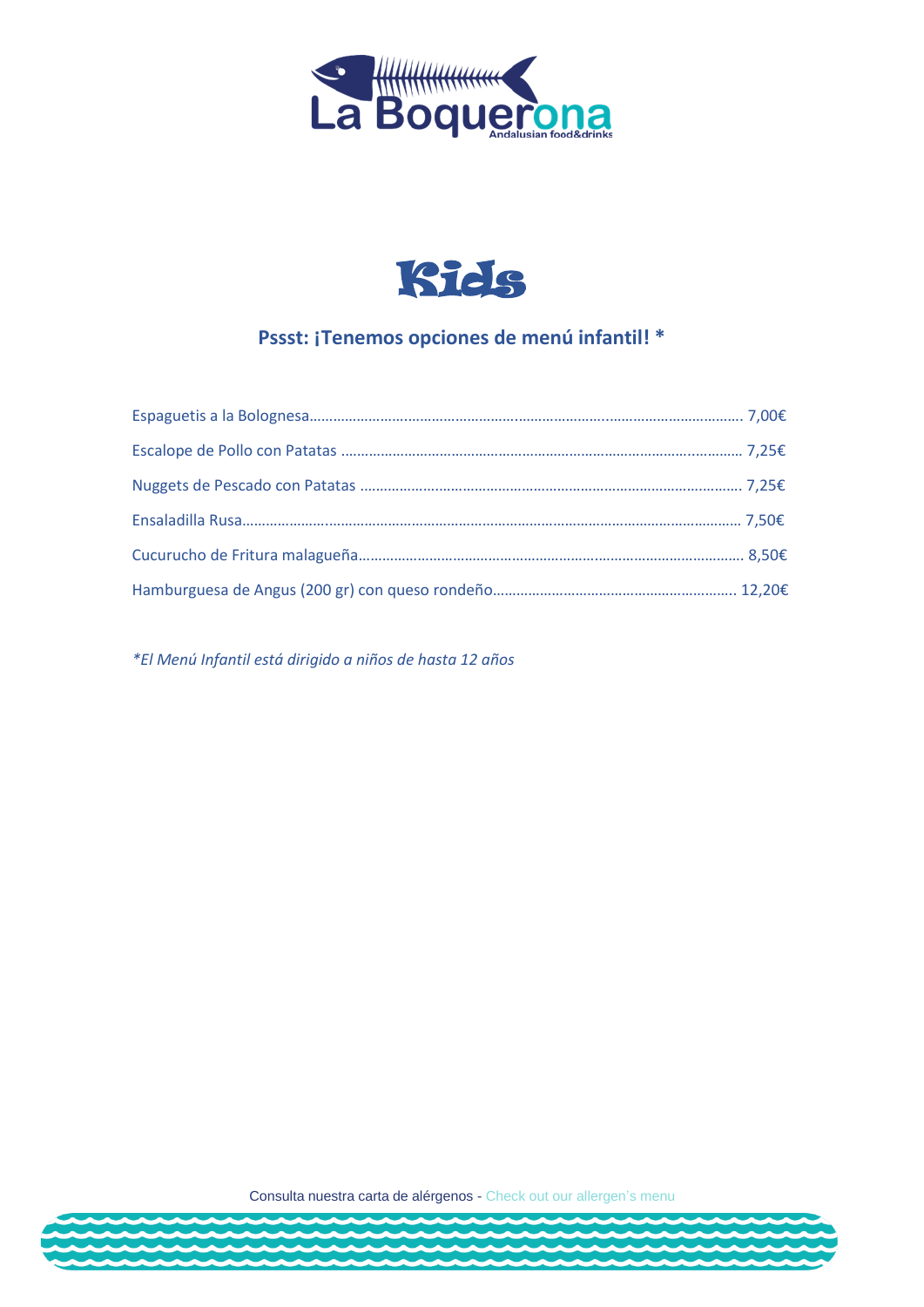# La Boquerona

Andalusian food&drinks

## Kids

### Pssst: ¡Tenemos opciones de menú infantil! *

Espaguetis a la Bolognesa................................................ 7,00€

Escalope de Pollo con Patatas ................................................ 7,25€

Nuggets de Pescado con Patatas ................................................ 7,25€

Ensaladilla Rusa................................................ 7,50€

Cucurucho de Fritura malagueña................................................ 8,50€

Hamburguesa de Angus (200 gr) con queso rondeño................................................ 12,20€

*\*El Menú Infantil está dirigido a niños de hasta 12 años*

Consulta nuestra carta de alérgenos - Check out our allergen's menu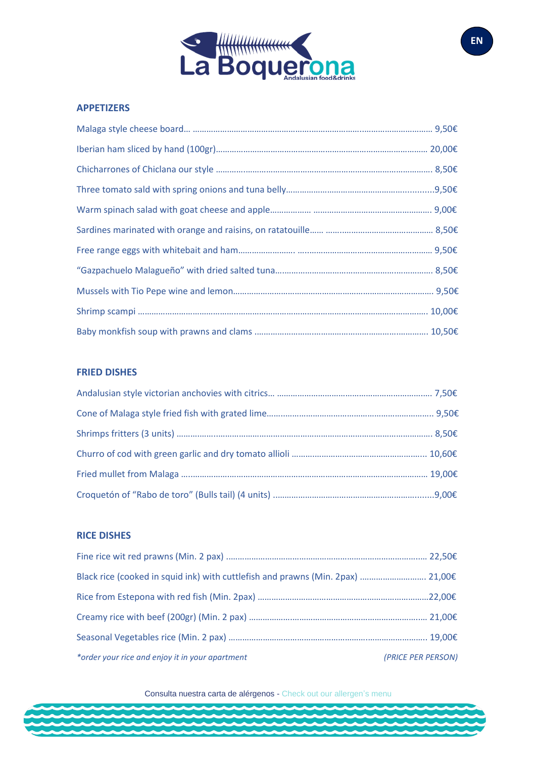# La Boquerona

Andalusian food&drinks

EN

## APPETIZERS

| Dish | Price |
|---|---|
| Malaga style cheese board… | 9,50€ |
| Iberian ham sliced by hand (100gr) | 20,00€ |
| Chicharrones of Chiclana our style | 8,50€ |
| Three tomato sald with spring onions and tuna belly | 9,50€ |
| Warm spinach salad with goat cheese and apple | 9,00€ |
| Sardines marinated with orange and raisins, on ratatouille | 8,50€ |
| Free range eggs with whitebait and ham | 9,50€ |
| "Gazpachuelo Malagueño" with dried salted tuna | 8,50€ |
| Mussels with Tio Pepe wine and lemon | 9,50€ |
| Shrimp scampi | 10,00€ |
| Baby monkfish soup with prawns and clams | 10,50€ |

## FRIED DISHES

| Dish | Price |
|---|---|
| Andalusian style victorian anchovies with citrics… | 7,50€ |
| Cone of Malaga style fried fish with grated lime | 9,50€ |
| Shrimps fritters (3 units) | 8,50€ |
| Churro of cod with green garlic and dry tomato allioli | 10,60€ |
| Fried mullet from Malaga | 19,00€ |
| Croquetón of "Rabo de toro" (Bulls tail) (4 units) | 9,00€ |

## RICE DISHES

| Dish | Price |
|---|---|
| Fine rice wit red prawns (Min. 2 pax) | 22,50€ |
| Black rice (cooked in squid ink) with cuttlefish and prawns (Min. 2pax) | 21,00€ |
| Rice from Estepona with red fish (Min. 2pax) | 22,00€ |
| Creamy rice with beef (200gr) (Min. 2 pax) | 21,00€ |
| Seasonal Vegetables rice (Min. 2 pax) | 19,00€ |

*\*order your rice and enjoy it in your apartment* *(PRICE PER PERSON)*

Consulta nuestra carta de alérgenos - Check out our allergen's menu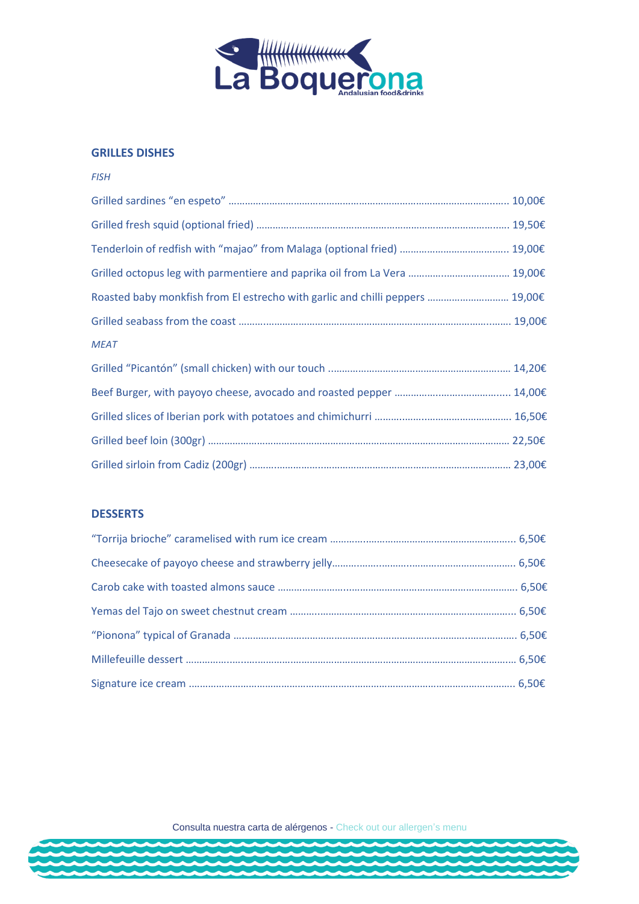# La Boquerona

Andalusian food&drinks

## GRILLES DISHES

*FISH*

Grilled sardines "en espeto" ........ 10,00€

Grilled fresh squid (optional fried) ........ 19,50€

Tenderloin of redfish with "majao" from Malaga (optional fried) ........ 19,00€

Grilled octopus leg with parmentiere and paprika oil from La Vera ........ 19,00€

Roasted baby monkfish from El estrecho with garlic and chilli peppers ........ 19,00€

Grilled seabass from the coast ........ 19,00€

*MEAT*

Grilled "Picantón" (small chicken) with our touch ........ 14,20€

Beef Burger, with payoyo cheese, avocado and roasted pepper ........ 14,00€

Grilled slices of Iberian pork with potatoes and chimichurri ........ 16,50€

Grilled beef loin (300gr) ........ 22,50€

Grilled sirloin from Cadiz (200gr) ........ 23,00€

## DESSERTS

"Torrija brioche" caramelised with rum ice cream ........ 6,50€

Cheesecake of payoyo cheese and strawberry jelly........ 6,50€

Carob cake with toasted almons sauce ........ 6,50€

Yemas del Tajo on sweet chestnut cream ........ 6,50€

"Pionona" typical of Granada ........ 6,50€

Millefeuille dessert ........ 6,50€

Signature ice cream ........ 6,50€

Consulta nuestra carta de alérgenos - Check out our allergen's menu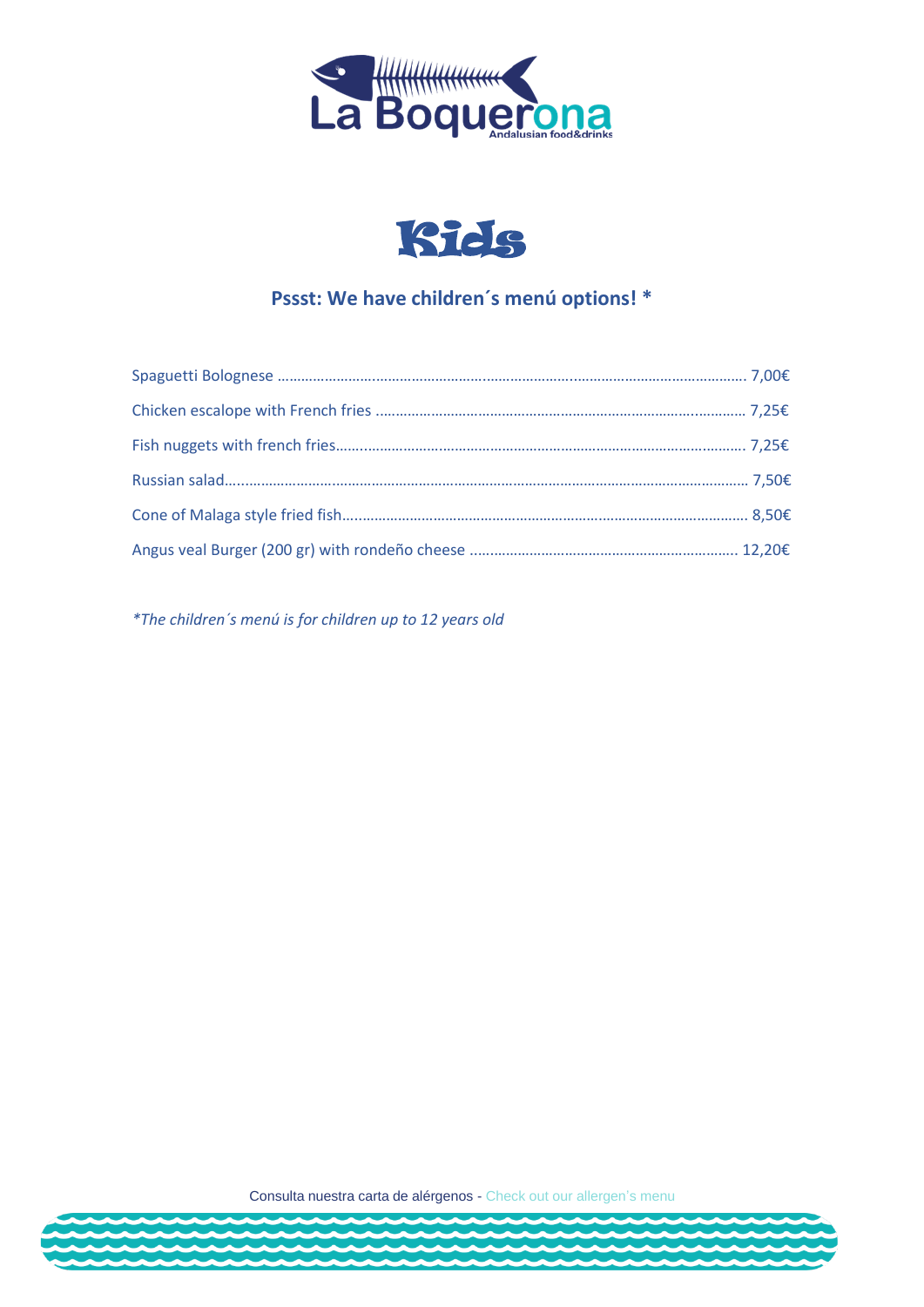La Boquerona

Andalusian food&drinks

# Kids

**Pssst: We have children´s menú options! ***

Spaguetti Bolognese ........................................................................................................ 7,00€

Chicken escalope with French fries ................................................................................ 7,25€

Fish nuggets with french fries........................................................................................ 7,25€

Russian salad.................................................................................................................. 7,50€

Cone of Malaga style fried fish........................................................................................ 8,50€

Angus veal Burger (200 gr) with rondeño cheese ......................................................... 12,20€

*\*The children´s menú is for children up to 12 years old*

Consulta nuestra carta de alérgenos - Check out our allergen's menu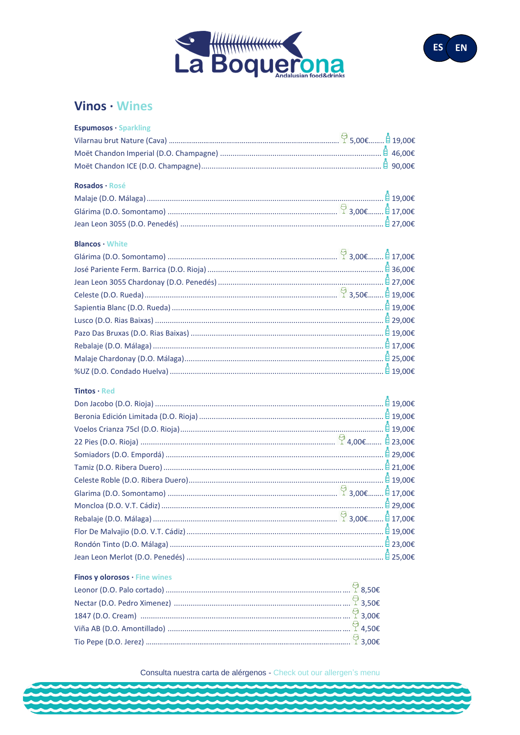# La Boquerona

Andalusian food&drinks

ES EN

## Vinos · Wines

### Espumosos · Sparkling

| Vino | Copa | Botella |
| --- | --- | --- |
| Vilarnau brut Nature (Cava) | 5,00€ | 19,00€ |
| Moët Chandon Imperial (D.O. Champagne) | | 46,00€ |
| Moët Chandon ICE (D.O. Champagne) | | 90,00€ |

### Rosados · Rosé

| Vino | Copa | Botella |
| --- | --- | --- |
| Malaje (D.O. Málaga) | | 19,00€ |
| Glárima (D.O. Somontamo) | 3,00€ | 17,00€ |
| Jean Leon 3055 (D.O. Penedés) | | 27,00€ |

### Blancos · White

| Vino | Copa | Botella |
| --- | --- | --- |
| Glárima (D.O. Somontamo) | 3,00€ | 17,00€ |
| José Pariente Ferm. Barrica (D.O. Rioja) | | 36,00€ |
| Jean Leon 3055 Chardonay (D.O. Penedés) | | 27,00€ |
| Celeste (D.O. Rueda) | 3,50€ | 19,00€ |
| Sapientia Blanc (D.O. Rueda) | | 19,00€ |
| Lusco (D.O. Rias Baixas) | | 29,00€ |
| Pazo Das Bruxas (D.O. Rias Baixas) | | 19,00€ |
| Rebalaje (D.O. Málaga) | | 17,00€ |
| Malaje Chardonay (D.O. Málaga) | | 25,00€ |
| %UZ (D.O. Condado Huelva) | | 19,00€ |

### Tintos · Red

| Vino | Copa | Botella |
| --- | --- | --- |
| Don Jacobo (D.O. Rioja) | | 19,00€ |
| Beronia Edición Limitada (D.O. Rioja) | | 19,00€ |
| Voelos Crianza 75cl (D.O. Rioja) | | 19,00€ |
| 22 Pies (D.O. Rioja) | 4,00€ | 23,00€ |
| Somiadors (D.O. Empordá) | | 29,00€ |
| Tamiz (D.O. Ribera Duero) | | 21,00€ |
| Celeste Roble (D.O. Ribera Duero) | | 19,00€ |
| Glarima (D.O. Somontamo) | 3,00€ | 17,00€ |
| Moncloa (D.O. V.T. Cádiz) | | 29,00€ |
| Rebalaje (D.O. Málaga) | 3,00€ | 17,00€ |
| Flor De Malvajio (D.O. V.T. Cádiz) | | 19,00€ |
| Rondón Tinto (D.O. Málaga) | | 23,00€ |
| Jean Leon Merlot (D.O. Penedés) | | 25,00€ |

### Finos y olorosos · Fine wines

| Vino | Copa |
| --- | --- |
| Leonor (D.O. Palo cortado) | 8,50€ |
| Nectar (D.O. Pedro Ximenez) | 3,50€ |
| 1847 (D.O. Cream) | 3,00€ |
| Viña AB (D.O. Amontillado) | 4,50€ |
| Tio Pepe (D.O. Jerez) | 3,00€ |

Consulta nuestra carta de alérgenos - Check out our allergen's menu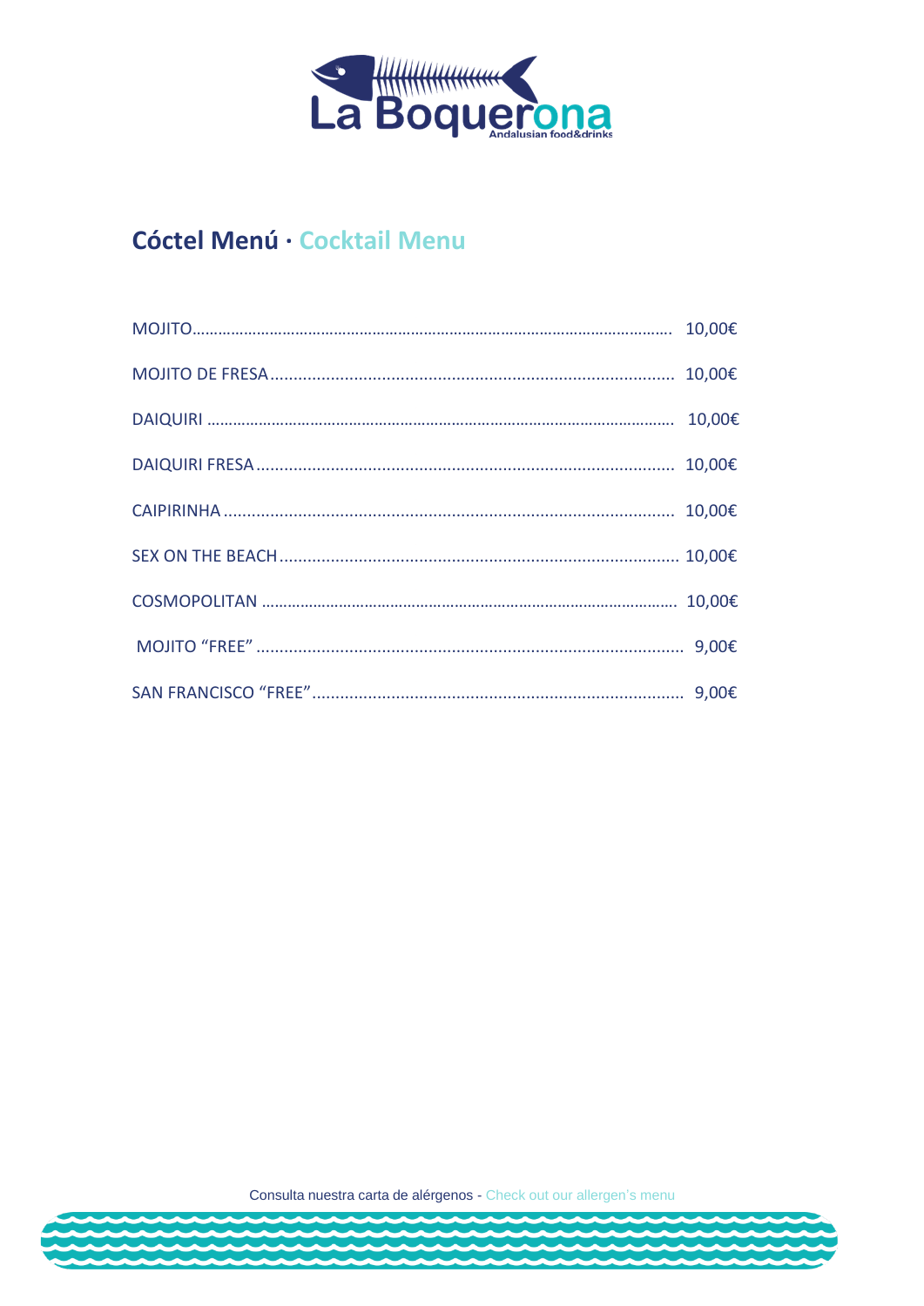La Boquerona
Andalusian food&drinks

## Cóctel Menú · Cocktail Menu

MOJITO.................................................. 10,00€

MOJITO DE FRESA.................................................. 10,00€

DAIQUIRI .................................................. 10,00€

DAIQUIRI FRESA.................................................. 10,00€

CAIPIRINHA.................................................. 10,00€

SEX ON THE BEACH.................................................. 10,00€

COSMOPOLITAN .................................................. 10,00€

MOJITO "FREE" .................................................. 9,00€

SAN FRANCISCO "FREE".................................................. 9,00€

Consulta nuestra carta de alérgenos - Check out our allergen's menu